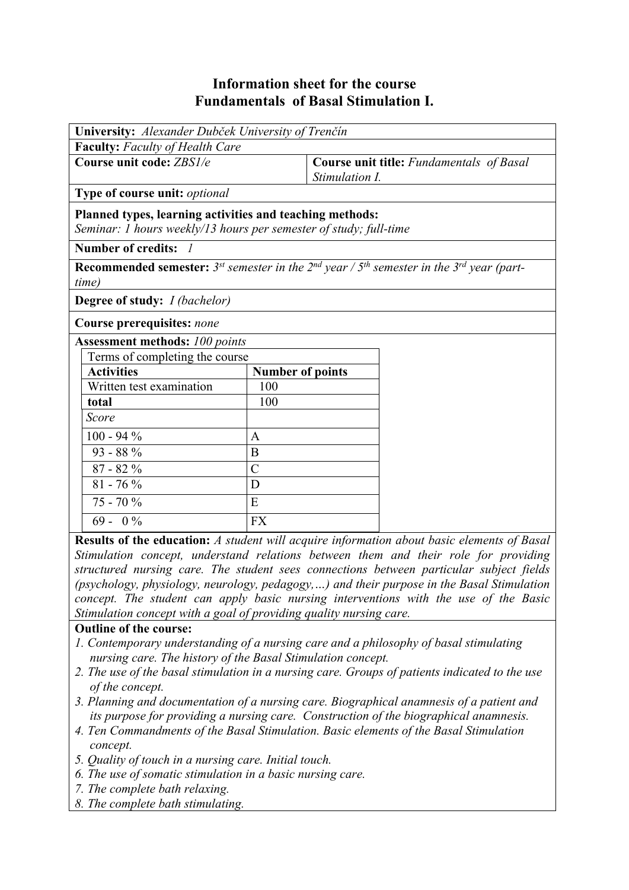# Information sheet for the course
# Fundamentals of Basal Stimulation I.

**University:** *Alexander Dubček University of Trenčín*

**Faculty:** *Faculty of Health Care*

**Course unit code:** *ZBS1/e*

**Course unit title:** *Fundamentals of Basal Stimulation I.*

**Type of course unit:** *optional*

**Planned types, learning activities and teaching methods:**
*Seminar: 1 hours weekly/13 hours per semester of study; full-time*

**Number of credits:** *1*

**Recommended semester:** *3st semester in the 2nd year / 5th semester in the 3rd year (part-time)*

**Degree of study:** *I (bachelor)*

**Course prerequisites:** *none*

**Assessment methods:** *100 points*

| Terms of completing the course | |
|---|---|
| **Activities** | **Number of points** |
| Written test examination | 100 |
| **total** | 100 |
| *Score* | |
| 100 - 94 % | A |
| 93 - 88 % | B |
| 87 - 82 % | C |
| 81 - 76 % | D |
| 75 - 70 % | E |
| 69 - 0 % | FX |

**Results of the education:** *A student will acquire information about basic elements of Basal Stimulation concept, understand relations between them and their role for providing structured nursing care. The student sees connections between particular subject fields (psychology, physiology, neurology, pedagogy,…) and their purpose in the Basal Stimulation concept. The student can apply basic nursing interventions with the use of the Basic Stimulation concept with a goal of providing quality nursing care.*

**Outline of the course:**

1. *Contemporary understanding of a nursing care and a philosophy of basal stimulating nursing care. The history of the Basal Stimulation concept.*
2. *The use of the basal stimulation in a nursing care. Groups of patients indicated to the use of the concept.*
3. *Planning and documentation of a nursing care. Biographical anamnesis of a patient and its purpose for providing a nursing care. Construction of the biographical anamnesis.*
4. *Ten Commandments of the Basal Stimulation. Basic elements of the Basal Stimulation concept.*
5. *Quality of touch in a nursing care. Initial touch.*
6. *The use of somatic stimulation in a basic nursing care.*
7. *The complete bath relaxing.*
8. *The complete bath stimulating.*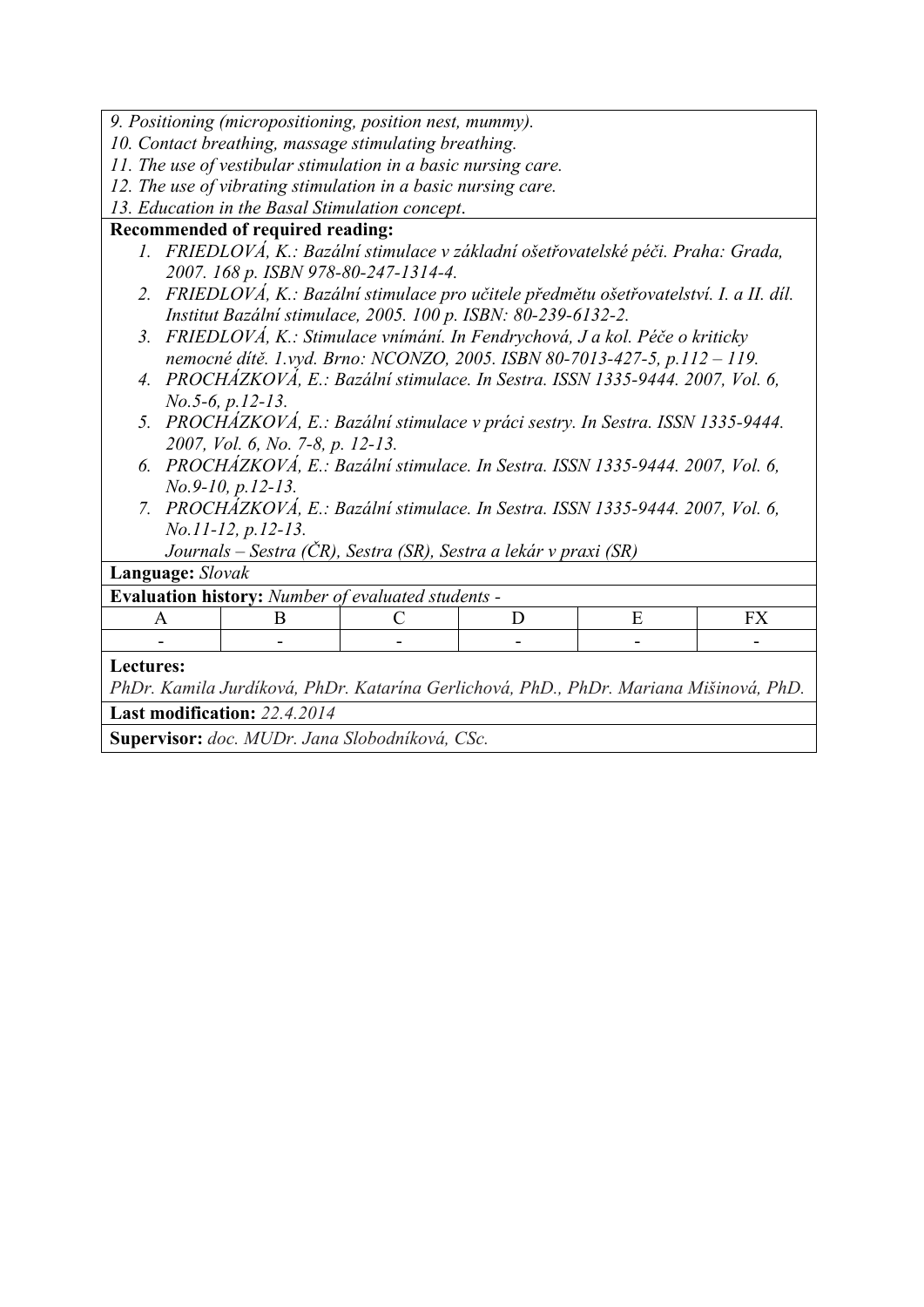*9. Positioning (micropositioning, position nest, mummy).*
*10. Contact breathing, massage stimulating breathing.*
*11. The use of vestibular stimulation in a basic nursing care.*
*12. The use of vibrating stimulation in a basic nursing care.*
*13. Education in the Basal Stimulation concept*.

**Recommended of required reading:**

1. *FRIEDLOVÁ, K.: Bazální stimulace v základní ošetřovatelské péči. Praha: Grada, 2007. 168 p. ISBN 978-80-247-1314-4.*
2. *FRIEDLOVÁ, K.: Bazální stimulace pro učitele předmětu ošetřovatelství. I. a II. díl. Institut Bazální stimulace, 2005. 100 p. ISBN: 80-239-6132-2.*
3. *FRIEDLOVÁ, K.: Stimulace vnímání. In Fendrychová, J a kol. Péče o kriticky nemocné dítě. 1.vyd. Brno: NCONZO, 2005. ISBN 80-7013-427-5, p.112 – 119.*
4. *PROCHÁZKOVÁ, E.: Bazální stimulace. In Sestra. ISSN 1335-9444. 2007, Vol. 6, No.5-6, p.12-13.*
5. *PROCHÁZKOVÁ, E.: Bazální stimulace v práci sestry. In Sestra. ISSN 1335-9444. 2007, Vol. 6, No. 7-8, p. 12-13.*
6. *PROCHÁZKOVÁ, E.: Bazální stimulace. In Sestra. ISSN 1335-9444. 2007, Vol. 6, No.9-10, p.12-13.*
7. *PROCHÁZKOVÁ, E.: Bazální stimulace. In Sestra. ISSN 1335-9444. 2007, Vol. 6, No.11-12, p.12-13.*

*Journals – Sestra (ČR), Sestra (SR), Sestra a lekár v praxi (SR)*

**Language:** *Slovak*

**Evaluation history:** *Number of evaluated students -*

| A | B | C | D | E | FX |
|---|---|---|---|---|---|
| - | - | - | - | - | - |

**Lectures:**
*PhDr. Kamila Jurdíková, PhDr. Katarína Gerlichová, PhD., PhDr. Mariana Mišinová, PhD.*

**Last modification:** *22.4.2014*

**Supervisor:** *doc. MUDr. Jana Slobodníková, CSc.*